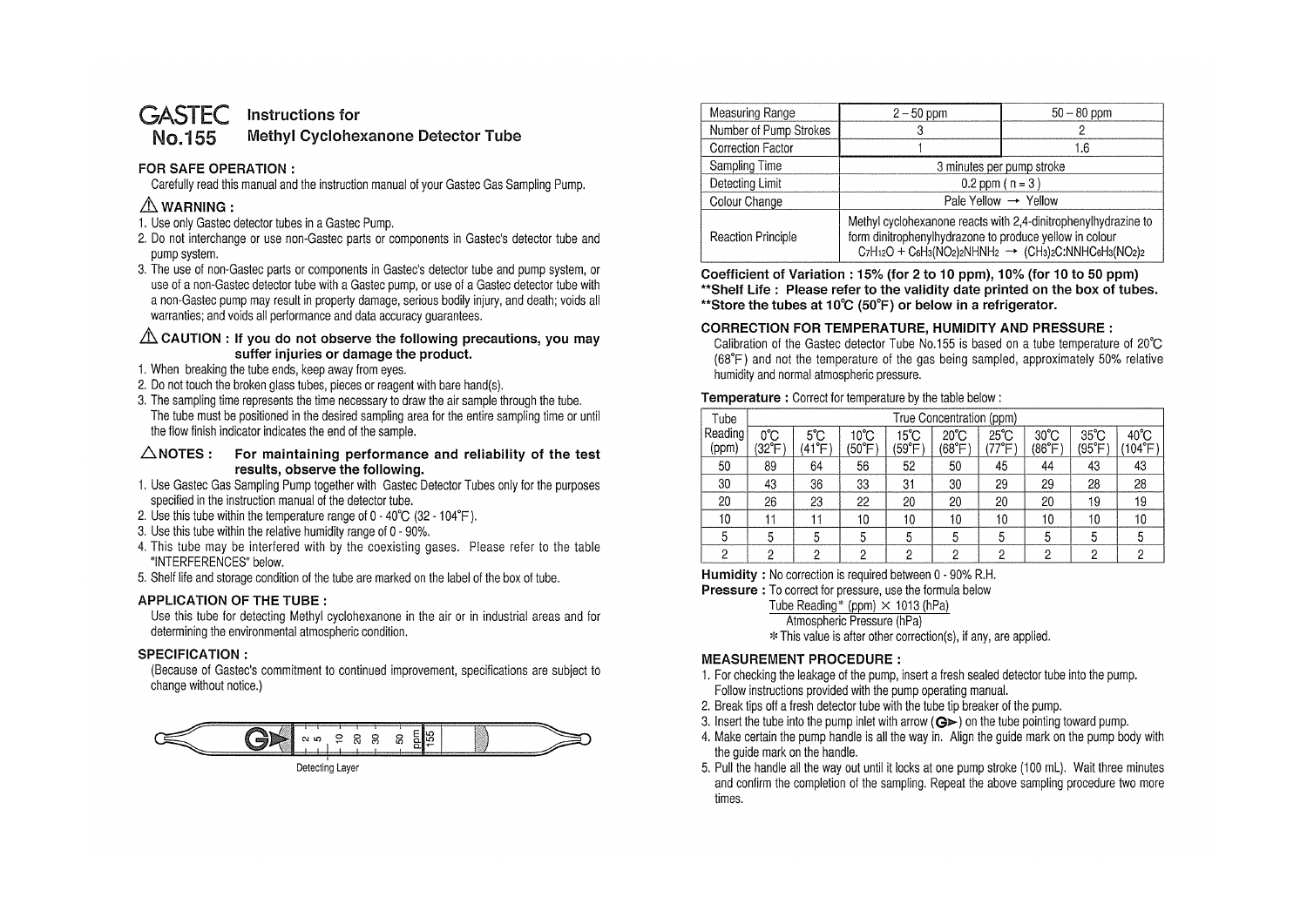# GASTEC No.155 Instructions for Methyl Cyclohexanone Detector Tube

## FOR SAFE OPERATION :

Carefully read this manual and the instruction manual of your Gastec Gas Sampling Pump.

### ⚠ WARNING :

1. Use only Gastec detector tubes in a Gastec Pump.
2. Do not interchange or use non-Gastec parts or components in Gastec's detector tube and pump system.
3. The use of non-Gastec parts or components in Gastec's detector tube and pump system, or use of a non-Gastec detector tube with a Gastec pump, or use of a Gastec detector tube with a non-Gastec pump may result in property damage, serious bodily injury, and death; voids all warranties; and voids all performance and data accuracy guarantees.

### ⚠ CAUTION : If you do not observe the following precautions, you may suffer injuries or damage the product.

1. When breaking the tube ends, keep away from eyes.
2. Do not touch the broken glass tubes, pieces or reagent with bare hand(s).
3. The sampling time represents the time necessary to draw the air sample through the tube. The tube must be positioned in the desired sampling area for the entire sampling time or until the flow finish indicator indicates the end of the sample.

### △NOTES : For maintaining performance and reliability of the test results, observe the following.

1. Use Gastec Gas Sampling Pump together with Gastec Detector Tubes only for the purposes specified in the instruction manual of the detector tube.
2. Use this tube within the temperature range of 0 - 40℃ (32 - 104°F).
3. Use this tube within the relative humidity range of 0 - 90%.
4. This tube may be interfered with by the coexisting gases. Please refer to the table "INTERFERENCES" below.
5. Shelf life and storage condition of the tube are marked on the label of the box of tube.

## APPLICATION OF THE TUBE :

Use this tube for detecting Methyl cyclohexanone in the air or in industrial areas and for determining the environmental atmospheric condition.

## SPECIFICATION :

(Because of Gastec's commitment to continued improvement, specifications are subject to change without notice.)

Detecting Layer

| Measuring Range | 2 – 50 ppm | 50 – 80 ppm |
|---|---|---|
| Number of Pump Strokes | 3 | 2 |
| Correction Factor | 1 | 1.6 |
| Sampling Time | 3 minutes per pump stroke | |
| Detecting Limit | 0.2 ppm ( n = 3 ) | |
| Colour Change | Pale Yellow → Yellow | |
| Reaction Principle | Methyl cyclohexanone reacts with 2,4-dinitrophenylhydrazine to form dinitrophenylhydrazone to produce yellow in colour $C_7H_{12}O + C_6H_3(NO_2)_2NHNH_2 \rightarrow (CH_3)_2C{:}NNHC_6H_3(NO_2)_2$ | |

**Coefficient of Variation : 15% (for 2 to 10 ppm), 10% (for 10 to 50 ppm)**
**Shelf Life : Please refer to the validity date printed on the box of tubes.**
**Store the tubes at 10℃ (50°F) or below in a refrigerator.**

## CORRECTION FOR TEMPERATURE, HUMIDITY AND PRESSURE :

Calibration of the Gastec detector Tube No.155 is based on a tube temperature of 20℃ (68°F) and not the temperature of the gas being sampled, approximately 50% relative humidity and normal atmospheric pressure.

**Temperature :** Correct for temperature by the table below :

| Tube Reading (ppm) | True Concentration (ppm) | | | | | | | | |
|---|---|---|---|---|---|---|---|---|---|
| | 0℃ (32°F) | 5℃ (41°F) | 10℃ (50°F) | 15℃ (59°F) | 20℃ (68°F) | 25℃ (77°F) | 30℃ (86°F) | 35℃ (95°F) | 40℃ (104°F) |
| 50 | 89 | 64 | 56 | 52 | 50 | 45 | 44 | 43 | 43 |
| 30 | 43 | 36 | 33 | 31 | 30 | 29 | 29 | 28 | 28 |
| 20 | 26 | 23 | 22 | 20 | 20 | 20 | 20 | 19 | 19 |
| 10 | 11 | 11 | 10 | 10 | 10 | 10 | 10 | 10 | 10 |
| 5 | 5 | 5 | 5 | 5 | 5 | 5 | 5 | 5 | 5 |
| 2 | 2 | 2 | 2 | 2 | 2 | 2 | 2 | 2 | 2 |

**Humidity :** No correction is required between 0 - 90% R.H.

**Pressure :** To correct for pressure, use the formula below

$$\frac{\text{Tube Reading* (ppm)} \times 1013 \text{ (hPa)}}{\text{Atmospheric Pressure (hPa)}}$$

* This value is after other correction(s), if any, are applied.

## MEASUREMENT PROCEDURE :

1. For checking the leakage of the pump, insert a fresh sealed detector tube into the pump. Follow instructions provided with the pump operating manual.
2. Break tips off a fresh detector tube with the tube tip breaker of the pump.
3. Insert the tube into the pump inlet with arrow (G▶) on the tube pointing toward pump.
4. Make certain the pump handle is all the way in. Align the guide mark on the pump body with the guide mark on the handle.
5. Pull the handle all the way out until it locks at one pump stroke (100 mL). Wait three minutes and confirm the completion of the sampling. Repeat the above sampling procedure two more times.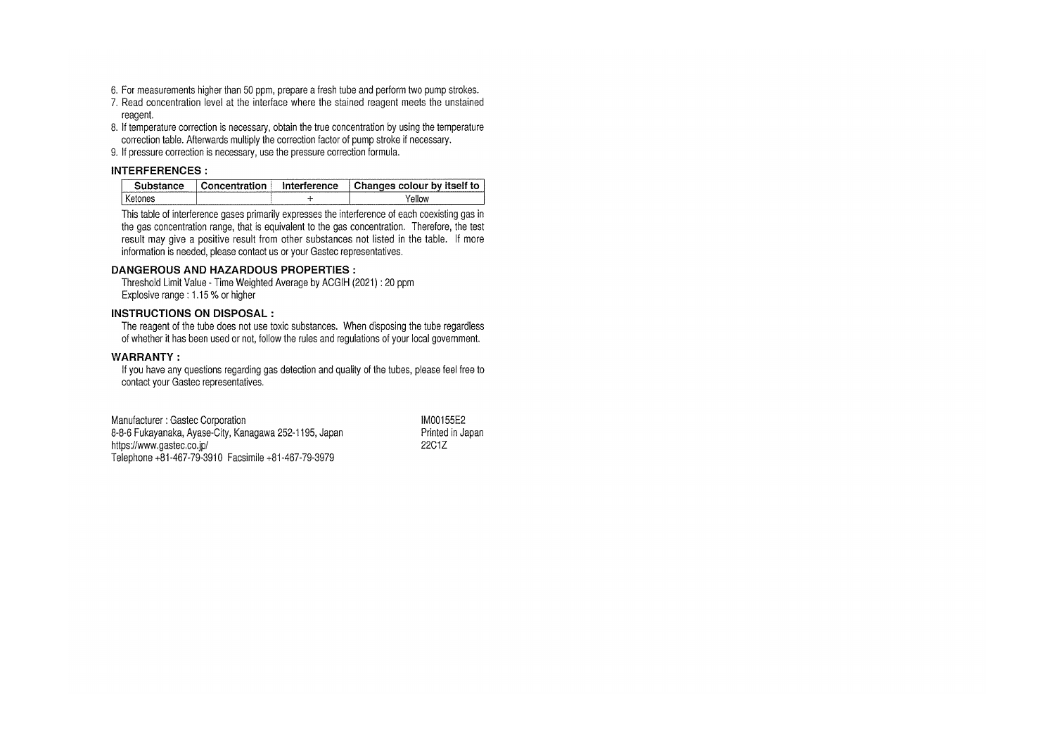6. For measurements higher than 50 ppm, prepare a fresh tube and perform two pump strokes.
7. Read concentration level at the interface where the stained reagent meets the unstained reagent.
8. If temperature correction is necessary, obtain the true concentration by using the temperature correction table. Afterwards multiply the correction factor of pump stroke if necessary.
9. If pressure correction is necessary, use the pressure correction formula.

## INTERFERENCES :

| Substance | Concentration | Interference | Changes colour by itself to |
|---|---|---|---|
| Ketones | | + | Yellow |

This table of interference gases primarily expresses the interference of each coexisting gas in the gas concentration range, that is equivalent to the gas concentration. Therefore, the test result may give a positive result from other substances not listed in the table. If more information is needed, please contact us or your Gastec representatives.

## DANGEROUS AND HAZARDOUS PROPERTIES :

Threshold Limit Value - Time Weighted Average by ACGIH (2021) : 20 ppm
Explosive range : 1.15 % or higher

## INSTRUCTIONS ON DISPOSAL :

The reagent of the tube does not use toxic substances. When disposing the tube regardless of whether it has been used or not, follow the rules and regulations of your local government.

## WARRANTY :

If you have any questions regarding gas detection and quality of the tubes, please feel free to contact your Gastec representatives.

Manufacturer : Gastec Corporation
8-8-6 Fukayanaka, Ayase-City, Kanagawa 252-1195, Japan
https://www.gastec.co.jp/
Telephone +81-467-79-3910 Facsimile +81-467-79-3979

IM00155E2
Printed in Japan
22C1Z